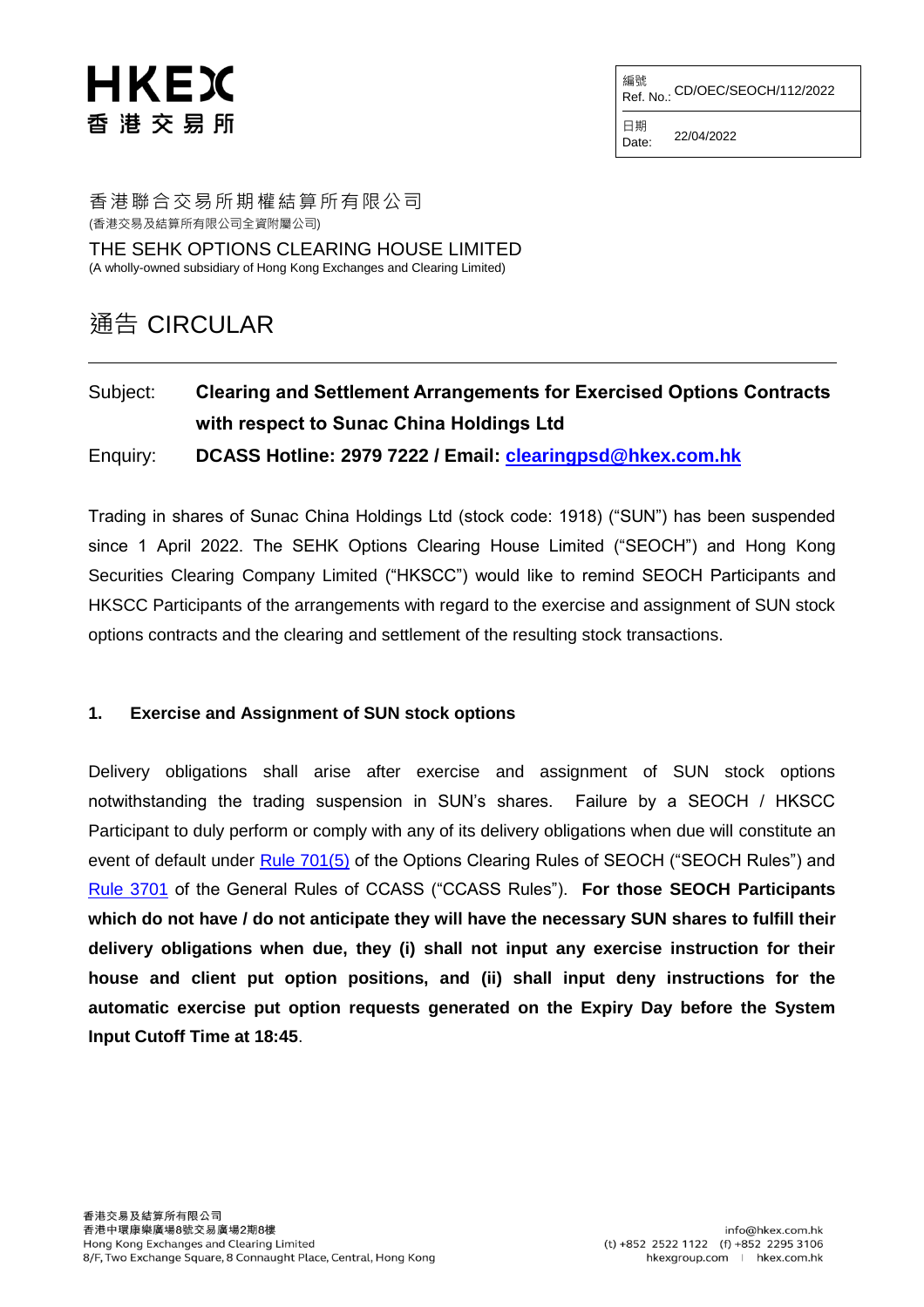HKEX
香 港 交 易 所

| 編號 Ref. No.: | CD/OEC/SEOCH/112/2022 |
| --- | --- |
| 日期 Date: | 22/04/2022 |

香港聯合交易所期權結算所有限公司
(香港交易及結算所有限公司全資附屬公司)

THE SEHK OPTIONS CLEARING HOUSE LIMITED
(A wholly-owned subsidiary of Hong Kong Exchanges and Clearing Limited)

# 通告 CIRCULAR

---

Subject: **Clearing and Settlement Arrangements for Exercised Options Contracts with respect to Sunac China Holdings Ltd**

Enquiry: **DCASS Hotline: 2979 7222 / Email: clearingpsd@hkex.com.hk**

Trading in shares of Sunac China Holdings Ltd (stock code: 1918) ("SUN") has been suspended since 1 April 2022. The SEHK Options Clearing House Limited ("SEOCH") and Hong Kong Securities Clearing Company Limited ("HKSCC") would like to remind SEOCH Participants and HKSCC Participants of the arrangements with regard to the exercise and assignment of SUN stock options contracts and the clearing and settlement of the resulting stock transactions.

## 1. Exercise and Assignment of SUN stock options

Delivery obligations shall arise after exercise and assignment of SUN stock options notwithstanding the trading suspension in SUN's shares. Failure by a SEOCH / HKSCC Participant to duly perform or comply with any of its delivery obligations when due will constitute an event of default under Rule 701(5) of the Options Clearing Rules of SEOCH ("SEOCH Rules") and Rule 3701 of the General Rules of CCASS ("CCASS Rules"). **For those SEOCH Participants which do not have / do not anticipate they will have the necessary SUN shares to fulfill their delivery obligations when due, they (i) shall not input any exercise instruction for their house and client put option positions, and (ii) shall input deny instructions for the automatic exercise put option requests generated on the Expiry Day before the System Input Cutoff Time at 18:45**.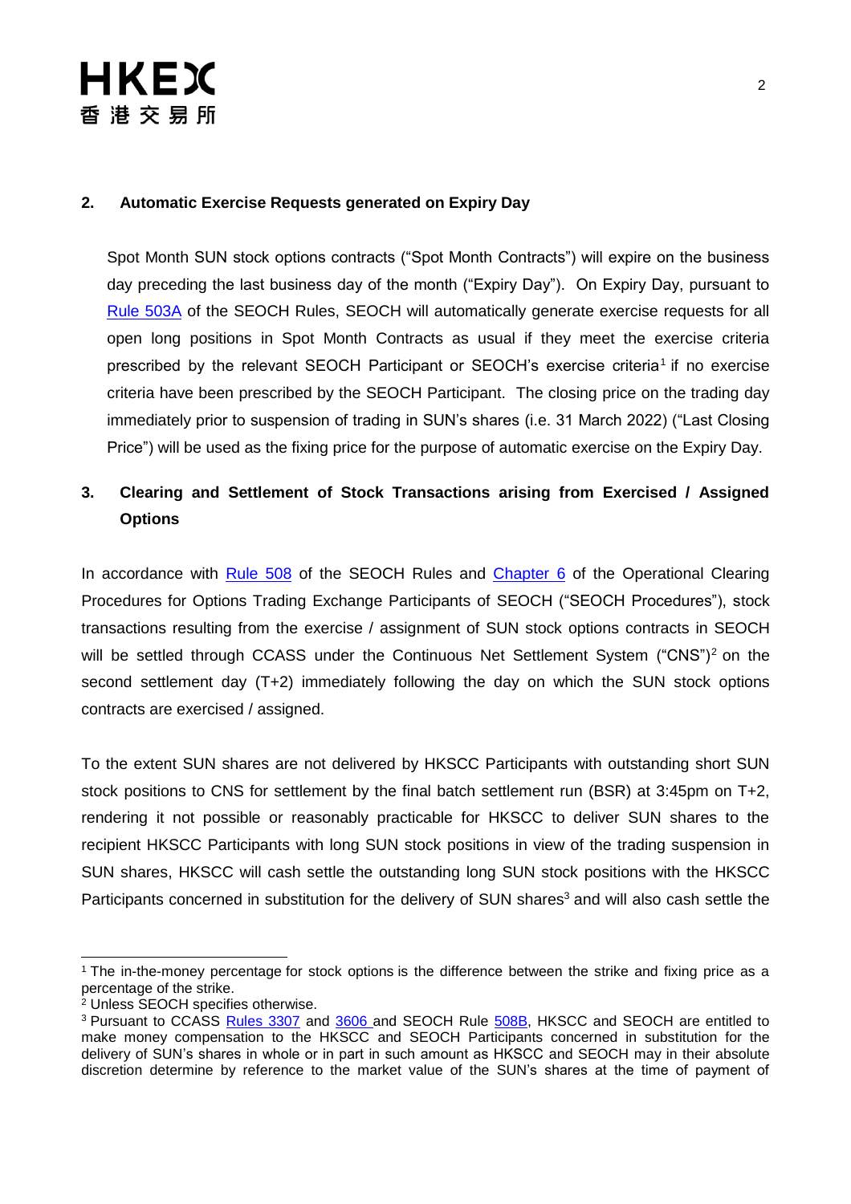## 2. Automatic Exercise Requests generated on Expiry Day

Spot Month SUN stock options contracts ("Spot Month Contracts") will expire on the business day preceding the last business day of the month ("Expiry Day"). On Expiry Day, pursuant to Rule 503A of the SEOCH Rules, SEOCH will automatically generate exercise requests for all open long positions in Spot Month Contracts as usual if they meet the exercise criteria prescribed by the relevant SEOCH Participant or SEOCH's exercise criteria[1] if no exercise criteria have been prescribed by the SEOCH Participant. The closing price on the trading day immediately prior to suspension of trading in SUN's shares (i.e. 31 March 2022) ("Last Closing Price") will be used as the fixing price for the purpose of automatic exercise on the Expiry Day.

## 3. Clearing and Settlement of Stock Transactions arising from Exercised / Assigned Options

In accordance with Rule 508 of the SEOCH Rules and Chapter 6 of the Operational Clearing Procedures for Options Trading Exchange Participants of SEOCH ("SEOCH Procedures"), stock transactions resulting from the exercise / assignment of SUN stock options contracts in SEOCH will be settled through CCASS under the Continuous Net Settlement System ("CNS")[2] on the second settlement day (T+2) immediately following the day on which the SUN stock options contracts are exercised / assigned.

To the extent SUN shares are not delivered by HKSCC Participants with outstanding short SUN stock positions to CNS for settlement by the final batch settlement run (BSR) at 3:45pm on T+2, rendering it not possible or reasonably practicable for HKSCC to deliver SUN shares to the recipient HKSCC Participants with long SUN stock positions in view of the trading suspension in SUN shares, HKSCC will cash settle the outstanding long SUN stock positions with the HKSCC Participants concerned in substitution for the delivery of SUN shares[3] and will also cash settle the

---

[1] The in-the-money percentage for stock options is the difference between the strike and fixing price as a percentage of the strike.

[2] Unless SEOCH specifies otherwise.

[3] Pursuant to CCASS Rules 3307 and 3606 and SEOCH Rule 508B, HKSCC and SEOCH are entitled to make money compensation to the HKSCC and SEOCH Participants concerned in substitution for the delivery of SUN's shares in whole or in part in such amount as HKSCC and SEOCH may in their absolute discretion determine by reference to the market value of the SUN's shares at the time of payment of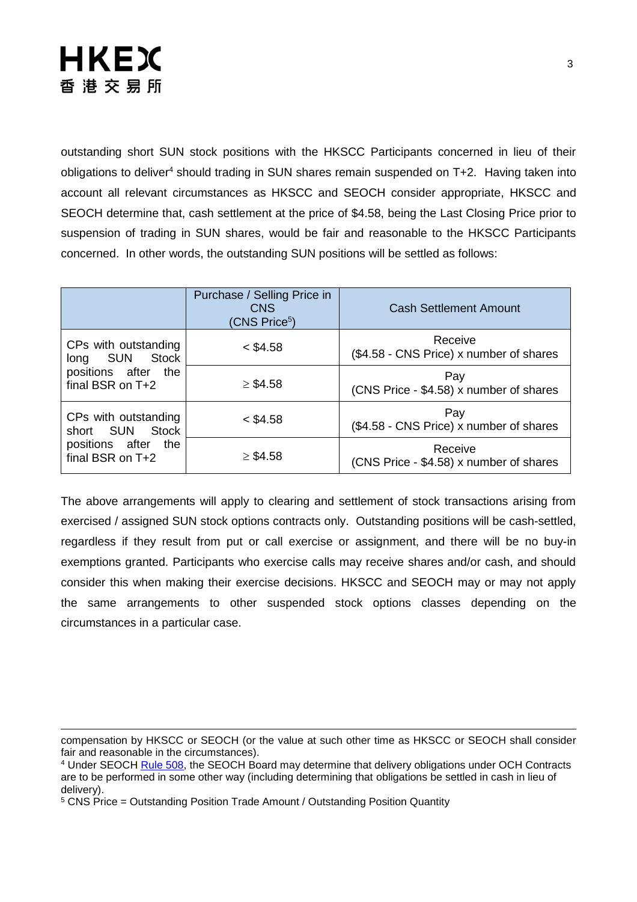outstanding short SUN stock positions with the HKSCC Participants concerned in lieu of their obligations to deliver[4] should trading in SUN shares remain suspended on T+2. Having taken into account all relevant circumstances as HKSCC and SEOCH consider appropriate, HKSCC and SEOCH determine that, cash settlement at the price of $4.58, being the Last Closing Price prior to suspension of trading in SUN shares, would be fair and reasonable to the HKSCC Participants concerned. In other words, the outstanding SUN positions will be settled as follows:

| | Purchase / Selling Price in CNS (CNS Price[5]) | Cash Settlement Amount |
|---|---|---|
| CPs with outstanding long SUN Stock positions after the final BSR on T+2 | < $4.58 | Receive ($4.58 - CNS Price) x number of shares |
| | ≥ $4.58 | Pay (CNS Price - $4.58) x number of shares |
| CPs with outstanding short SUN Stock positions after the final BSR on T+2 | < $4.58 | Pay ($4.58 - CNS Price) x number of shares |
| | ≥ $4.58 | Receive (CNS Price - $4.58) x number of shares |

The above arrangements will apply to clearing and settlement of stock transactions arising from exercised / assigned SUN stock options contracts only. Outstanding positions will be cash-settled, regardless if they result from put or call exercise or assignment, and there will be no buy-in exemptions granted. Participants who exercise calls may receive shares and/or cash, and should consider this when making their exercise decisions. HKSCC and SEOCH may or may not apply the same arrangements to other suspended stock options classes depending on the circumstances in a particular case.

---

compensation by HKSCC or SEOCH (or the value at such other time as HKSCC or SEOCH shall consider fair and reasonable in the circumstances).

[4] Under SEOCH Rule 508, the SEOCH Board may determine that delivery obligations under OCH Contracts are to be performed in some other way (including determining that obligations be settled in cash in lieu of delivery).

[5] CNS Price = Outstanding Position Trade Amount / Outstanding Position Quantity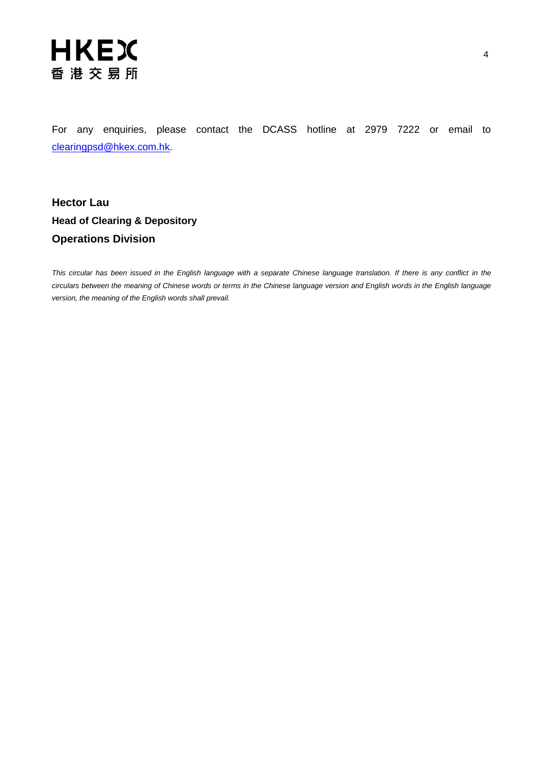For any enquiries, please contact the DCASS hotline at 2979 7222 or email to clearingpsd@hkex.com.hk.

**Hector Lau**
**Head of Clearing & Depository**
**Operations Division**

*This circular has been issued in the English language with a separate Chinese language translation. If there is any conflict in the circulars between the meaning of Chinese words or terms in the Chinese language version and English words in the English language version, the meaning of the English words shall prevail.*